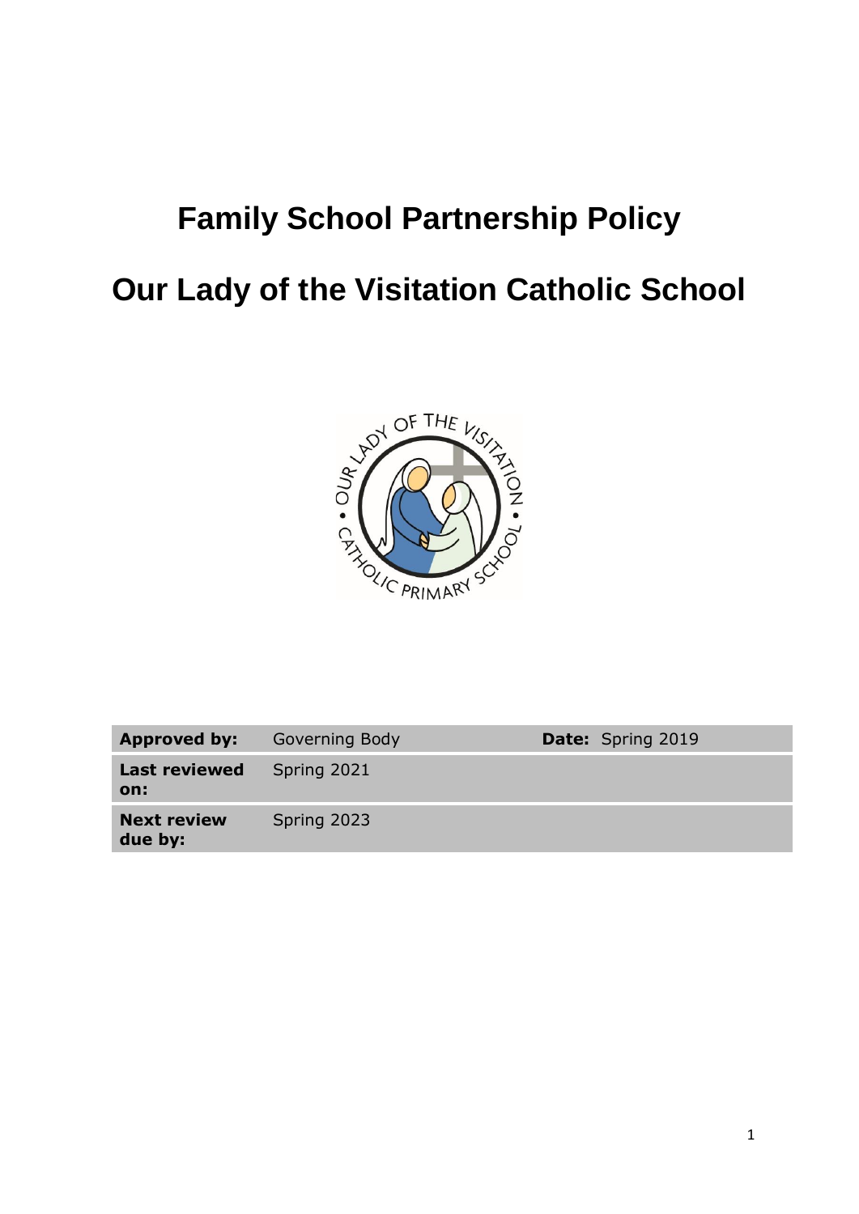# Family School Partnership Policy

# Our Lady of the Visitation Catholic School

| Approved by: | Governing Body | Date: Spring 2019 |
|---|---|---|
| Last reviewed on: | Spring 2021 | |
| Next review due by: | Spring 2023 | |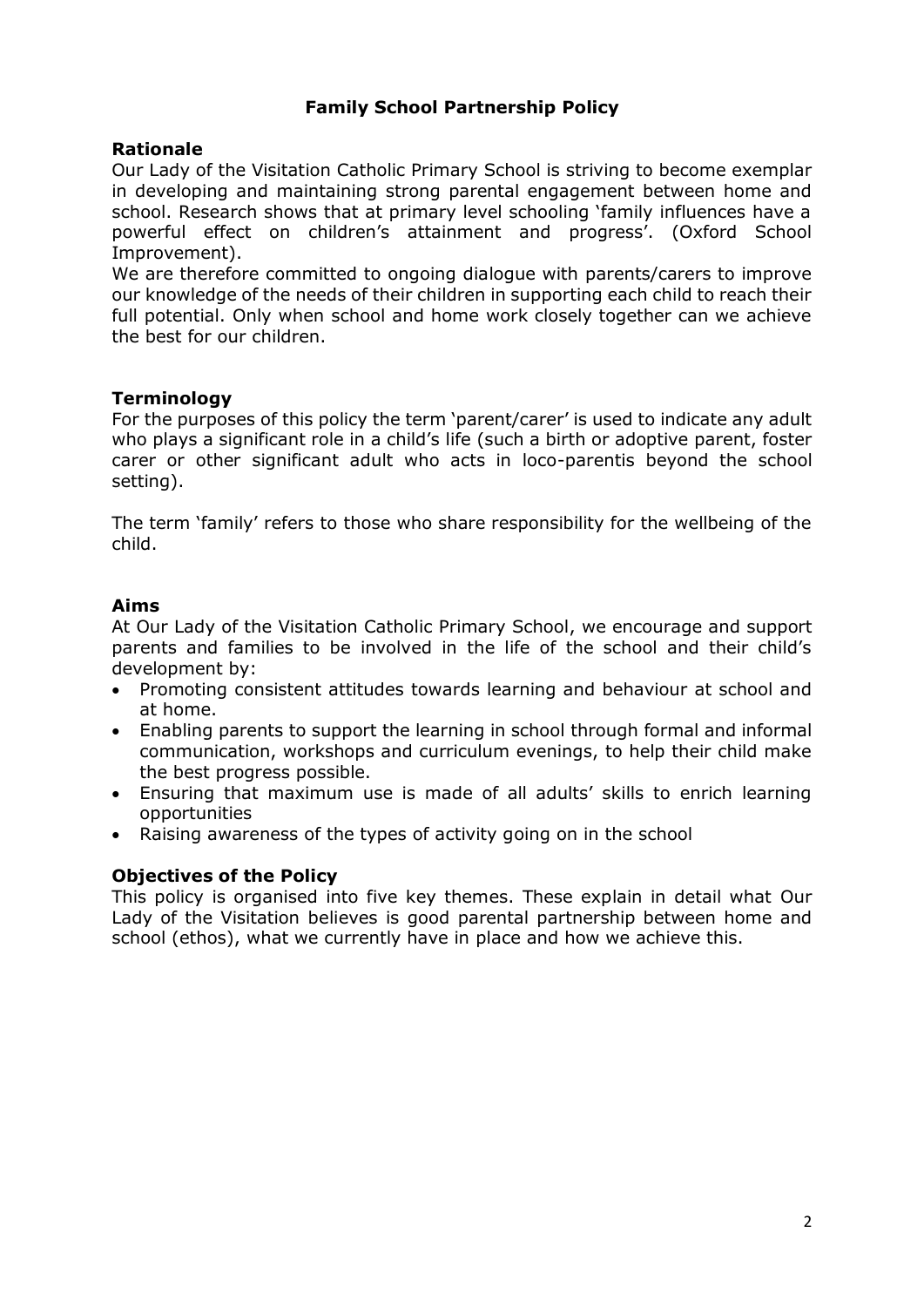# Family School Partnership Policy

## Rationale

Our Lady of the Visitation Catholic Primary School is striving to become exemplar in developing and maintaining strong parental engagement between home and school. Research shows that at primary level schooling 'family influences have a powerful effect on children's attainment and progress'. (Oxford School Improvement).

We are therefore committed to ongoing dialogue with parents/carers to improve our knowledge of the needs of their children in supporting each child to reach their full potential. Only when school and home work closely together can we achieve the best for our children.

## Terminology

For the purposes of this policy the term 'parent/carer' is used to indicate any adult who plays a significant role in a child's life (such a birth or adoptive parent, foster carer or other significant adult who acts in loco-parentis beyond the school setting).

The term 'family' refers to those who share responsibility for the wellbeing of the child.

## Aims

At Our Lady of the Visitation Catholic Primary School, we encourage and support parents and families to be involved in the life of the school and their child's development by:

- Promoting consistent attitudes towards learning and behaviour at school and at home.
- Enabling parents to support the learning in school through formal and informal communication, workshops and curriculum evenings, to help their child make the best progress possible.
- Ensuring that maximum use is made of all adults' skills to enrich learning opportunities
- Raising awareness of the types of activity going on in the school

## Objectives of the Policy

This policy is organised into five key themes. These explain in detail what Our Lady of the Visitation believes is good parental partnership between home and school (ethos), what we currently have in place and how we achieve this.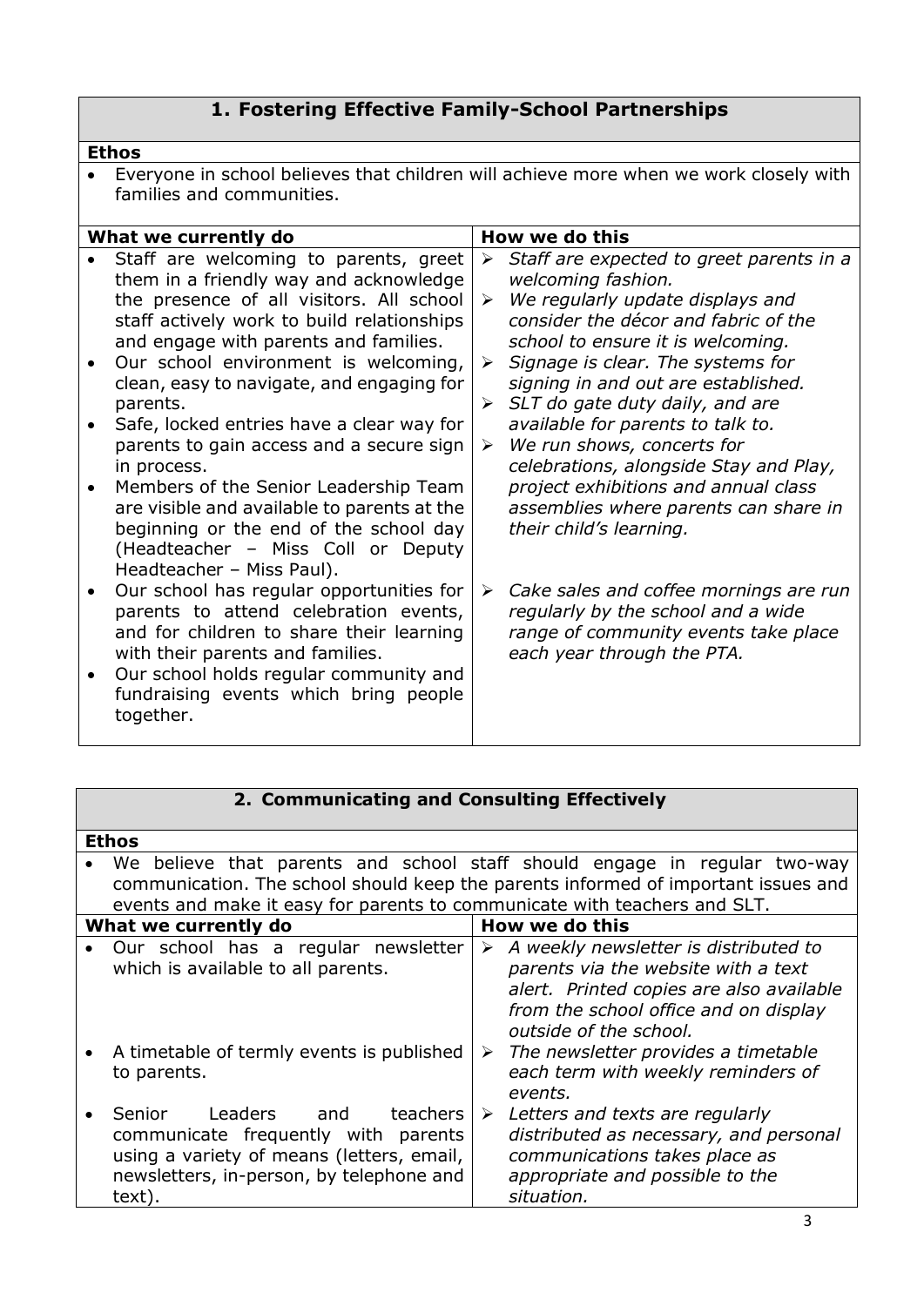## 1. Fostering Effective Family-School Partnerships

**Ethos**

- Everyone in school believes that children will achieve more when we work closely with families and communities.

| What we currently do | How we do this |
|---|---|
| • Staff are welcoming to parents, greet them in a friendly way and acknowledge the presence of all visitors. All school staff actively work to build relationships and engage with parents and families.<br>• Our school environment is welcoming, clean, easy to navigate, and engaging for parents.<br>• Safe, locked entries have a clear way for parents to gain access and a secure sign in process.<br>• Members of the Senior Leadership Team are visible and available to parents at the beginning or the end of the school day (Headteacher – Miss Coll or Deputy Headteacher – Miss Paul).<br>• Our school has regular opportunities for parents to attend celebration events, and for children to share their learning with their parents and families.<br>• Our school holds regular community and fundraising events which bring people together. | ➢ *Staff are expected to greet parents in a welcoming fashion.*<br>➢ *We regularly update displays and consider the décor and fabric of the school to ensure it is welcoming.*<br>➢ *Signage is clear. The systems for signing in and out are established.*<br>➢ *SLT do gate duty daily, and are available for parents to talk to.*<br>➢ *We run shows, concerts for celebrations, alongside Stay and Play, project exhibitions and annual class assemblies where parents can share in their child's learning.*<br>➢ *Cake sales and coffee mornings are run regularly by the school and a wide range of community events take place each year through the PTA.* |

## 2. Communicating and Consulting Effectively

**Ethos**

- We believe that parents and school staff should engage in regular two-way communication. The school should keep the parents informed of important issues and events and make it easy for parents to communicate with teachers and SLT.

| What we currently do | How we do this |
|---|---|
| • Our school has a regular newsletter which is available to all parents. | ➢ *A weekly newsletter is distributed to parents via the website with a text alert. Printed copies are also available from the school office and on display outside of the school.* |
| • A timetable of termly events is published to parents. | ➢ *The newsletter provides a timetable each term with weekly reminders of events.* |
| • Senior Leaders and teachers communicate frequently with parents using a variety of means (letters, email, newsletters, in-person, by telephone and text). | ➢ *Letters and texts are regularly distributed as necessary, and personal communications takes place as appropriate and possible to the situation.* |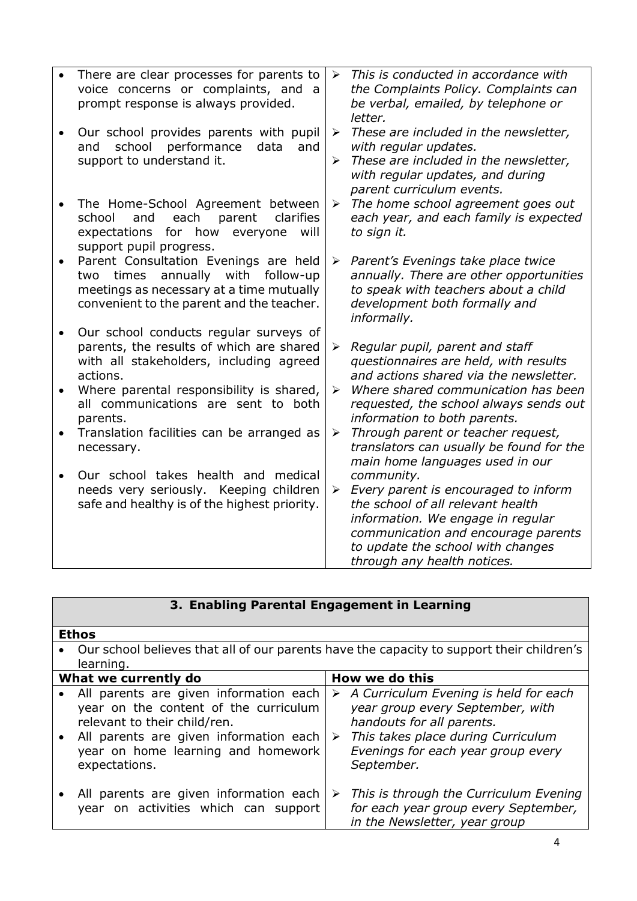| | |
|---|---|
| • There are clear processes for parents to voice concerns or complaints, and a prompt response is always provided. | ➢ *This is conducted in accordance with the Complaints Policy. Complaints can be verbal, emailed, by telephone or letter.* |
| • Our school provides parents with pupil and school performance data and support to understand it. | ➢ *These are included in the newsletter, with regular updates.*<br>➢ *These are included in the newsletter, with regular updates, and during parent curriculum events.* |
| • The Home-School Agreement between school and each parent clarifies expectations for how everyone will support pupil progress. | ➢ *The home school agreement goes out each year, and each family is expected to sign it.* |
| • Parent Consultation Evenings are held two times annually with follow-up meetings as necessary at a time mutually convenient to the parent and the teacher. | ➢ *Parent's Evenings take place twice annually. There are other opportunities to speak with teachers about a child development both formally and informally.* |
| • Our school conducts regular surveys of parents, the results of which are shared with all stakeholders, including agreed actions. | ➢ *Regular pupil, parent and staff questionnaires are held, with results and actions shared via the newsletter.* |
| • Where parental responsibility is shared, all communications are sent to both parents. | ➢ *Where shared communication has been requested, the school always sends out information to both parents.* |
| • Translation facilities can be arranged as necessary. | ➢ *Through parent or teacher request, translators can usually be found for the main home languages used in our community.* |
| • Our school takes health and medical needs very seriously. Keeping children safe and healthy is of the highest priority. | ➢ *Every parent is encouraged to inform the school of all relevant health information. We engage in regular communication and encourage parents to update the school with changes through any health notices.* |

| **3. Enabling Parental Engagement in Learning** | |
|---|---|
| **Ethos** | |
| • Our school believes that all of our parents have the capacity to support their children's learning. | |
| **What we currently do** | **How we do this** |
| • All parents are given information each year on the content of the curriculum relevant to their child/ren. | ➢ *A Curriculum Evening is held for each year group every September, with handouts for all parents.* |
| • All parents are given information each year on home learning and homework expectations. | ➢ *This takes place during Curriculum Evenings for each year group every September.* |
| • All parents are given information each year on activities which can support | ➢ *This is through the Curriculum Evening for each year group every September, in the Newsletter, year group* |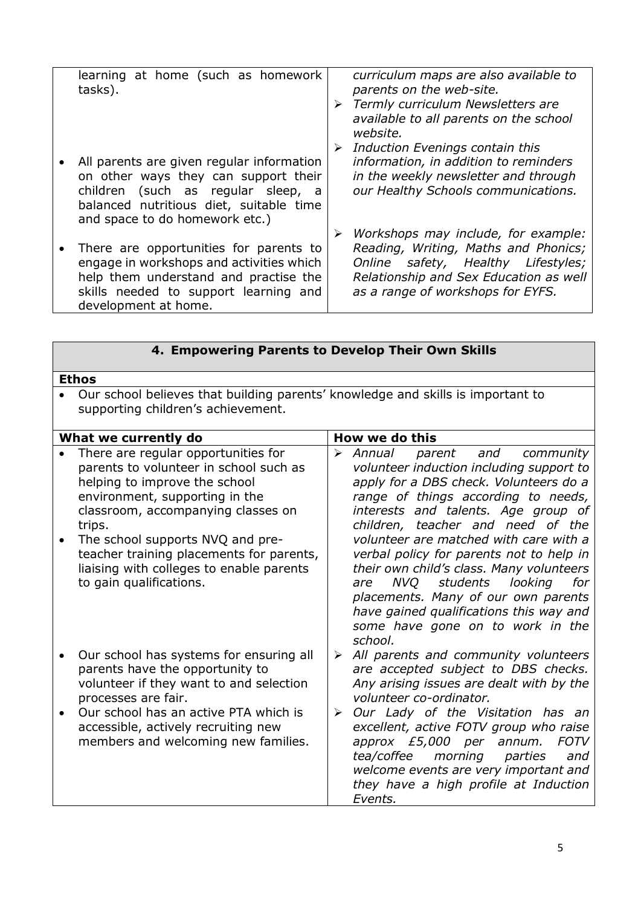| | |
|---|---|
| learning at home (such as homework tasks).<br><br>• All parents are given regular information on other ways they can support their children (such as regular sleep, a balanced nutritious diet, suitable time and space to do homework etc.)<br><br>• There are opportunities for parents to engage in workshops and activities which help them understand and practise the skills needed to support learning and development at home. | *curriculum maps are also available to parents on the web-site.*<br>➢ *Termly curriculum Newsletters are available to all parents on the school website.*<br>➢ *Induction Evenings contain this information, in addition to reminders in the weekly newsletter and through our Healthy Schools communications.*<br><br>➢ *Workshops may include, for example: Reading, Writing, Maths and Phonics; Online safety, Healthy Lifestyles; Relationship and Sex Education as well as a range of workshops for EYFS.* |

| **4. Empowering Parents to Develop Their Own Skills** | |
|---|---|
| **Ethos** | |
| • Our school believes that building parents' knowledge and skills is important to supporting children's achievement. | |
| **What we currently do** | **How we do this** |
| • There are regular opportunities for parents to volunteer in school such as helping to improve the school environment, supporting in the classroom, accompanying classes on trips.<br>• The school supports NVQ and pre-teacher training placements for parents, liaising with colleges to enable parents to gain qualifications. | ➢ *Annual parent and community volunteer induction including support to apply for a DBS check. Volunteers do a range of things according to needs, interests and talents. Age group of children, teacher and need of the volunteer are matched with care with a verbal policy for parents not to help in their own child's class. Many volunteers are NVQ students looking for placements. Many of our own parents have gained qualifications this way and some have gone on to work in the school.* |
| • Our school has systems for ensuring all parents have the opportunity to volunteer if they want to and selection processes are fair.<br>• Our school has an active PTA which is accessible, actively recruiting new members and welcoming new families. | ➢ *All parents and community volunteers are accepted subject to DBS checks. Any arising issues are dealt with by the volunteer co-ordinator.*<br>➢ *Our Lady of the Visitation has an excellent, active FOTV group who raise approx £5,000 per annum. FOTV tea/coffee morning parties and welcome events are very important and they have a high profile at Induction Events.* |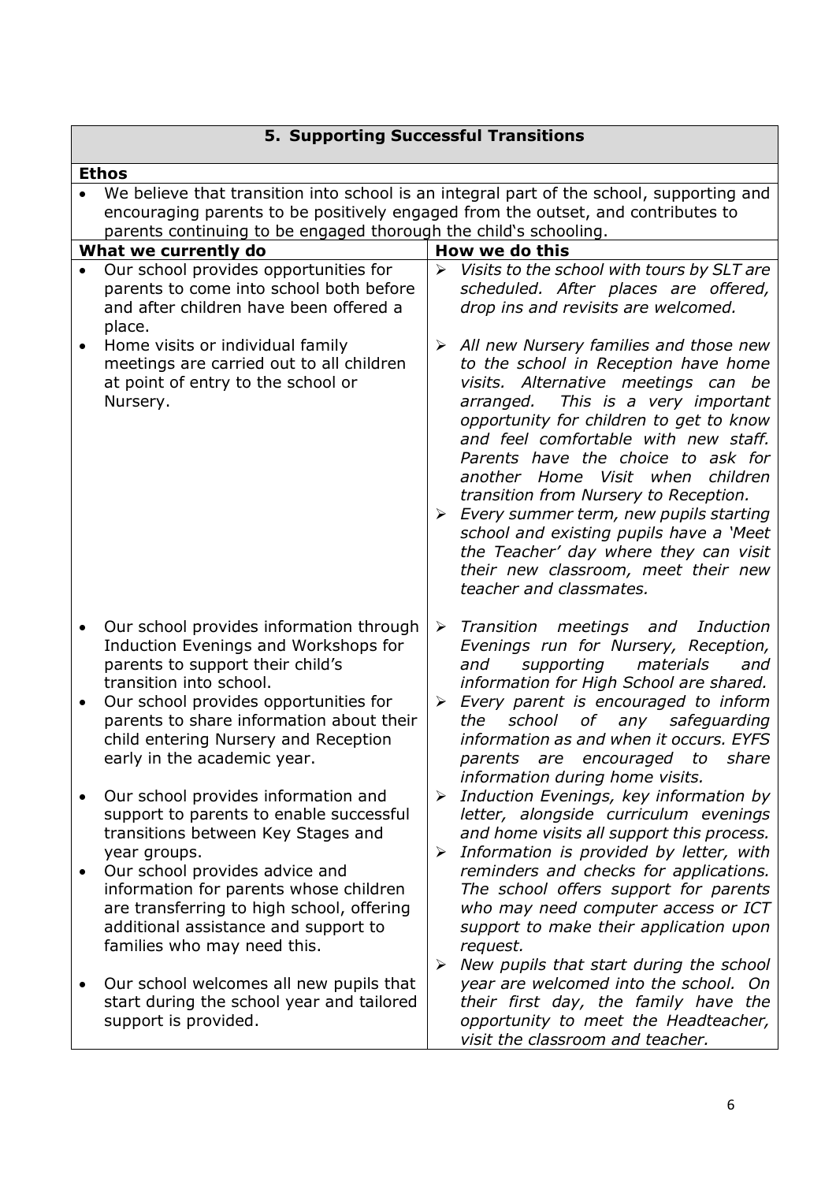## 5. Supporting Successful Transitions

**Ethos**

- We believe that transition into school is an integral part of the school, supporting and encouraging parents to be positively engaged from the outset, and contributes to parents continuing to be engaged thorough the child's schooling.

| What we currently do | How we do this |
|---|---|
| • Our school provides opportunities for parents to come into school both before and after children have been offered a place. | ➢ *Visits to the school with tours by SLT are scheduled. After places are offered, drop ins and revisits are welcomed.* |
| • Home visits or individual family meetings are carried out to all children at point of entry to the school or Nursery. | ➢ *All new Nursery families and those new to the school in Reception have home visits. Alternative meetings can be arranged. This is a very important opportunity for children to get to know and feel comfortable with new staff. Parents have the choice to ask for another Home Visit when children transition from Nursery to Reception.* <br> ➢ *Every summer term, new pupils starting school and existing pupils have a 'Meet the Teacher' day where they can visit their new classroom, meet their new teacher and classmates.* |
| • Our school provides information through Induction Evenings and Workshops for parents to support their child's transition into school. | ➢ *Transition meetings and Induction Evenings run for Nursery, Reception, and supporting materials and information for High School are shared.* |
| • Our school provides opportunities for parents to share information about their child entering Nursery and Reception early in the academic year. | ➢ *Every parent is encouraged to inform the school of any safeguarding information as and when it occurs. EYFS parents are encouraged to share information during home visits.* |
| • Our school provides information and support to parents to enable successful transitions between Key Stages and year groups. | ➢ *Induction Evenings, key information by letter, alongside curriculum evenings and home visits all support this process.* |
| • Our school provides advice and information for parents whose children are transferring to high school, offering additional assistance and support to families who may need this. | ➢ *Information is provided by letter, with reminders and checks for applications. The school offers support for parents who may need computer access or ICT support to make their application upon request.* |
| • Our school welcomes all new pupils that start during the school year and tailored support is provided. | ➢ *New pupils that start during the school year are welcomed into the school. On their first day, the family have the opportunity to meet the Headteacher, visit the classroom and teacher.* |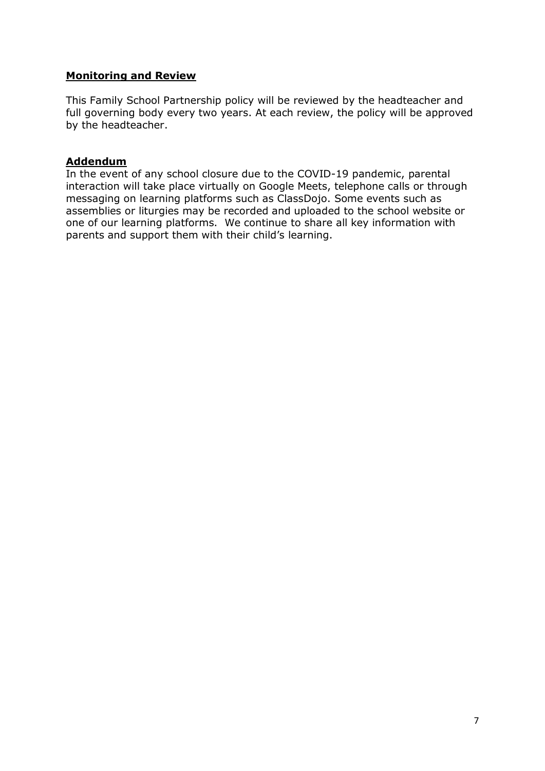## **Monitoring and Review**

This Family School Partnership policy will be reviewed by the headteacher and full governing body every two years. At each review, the policy will be approved by the headteacher.

## **Addendum**

In the event of any school closure due to the COVID-19 pandemic, parental interaction will take place virtually on Google Meets, telephone calls or through messaging on learning platforms such as ClassDojo. Some events such as assemblies or liturgies may be recorded and uploaded to the school website or one of our learning platforms. We continue to share all key information with parents and support them with their child's learning.